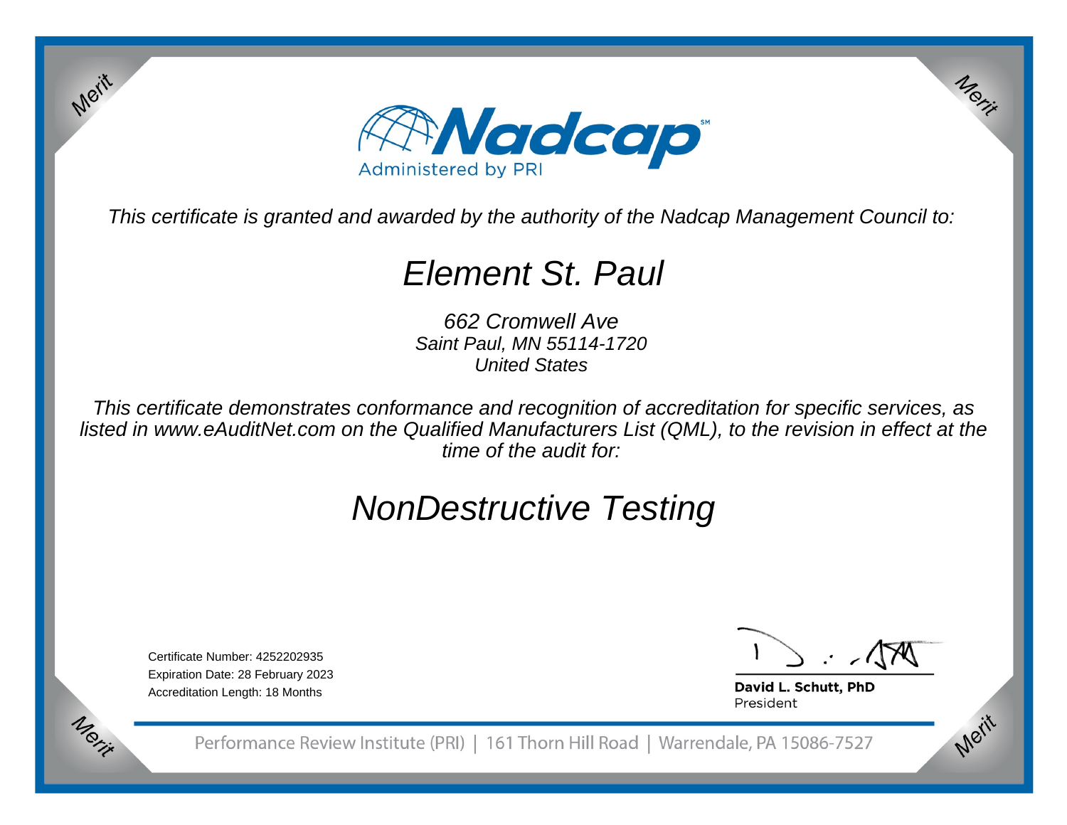# Nadcap

Administered by PRI

*This certificate is granted and awarded by the authority of the Nadcap Management Council to:*

## *Element St. Paul*

*662 Cromwell Ave*
*Saint Paul, MN 55114-1720*
*United States*

*This certificate demonstrates conformance and recognition of accreditation for specific services, as listed in www.eAuditNet.com on the Qualified Manufacturers List (QML), to the revision in effect at the time of the audit for:*

## *NonDestructive Testing*

Certificate Number: 4252202935
Expiration Date: 28 February 2023
Accreditation Length: 18 Months

**David L. Schutt, PhD**
President

Performance Review Institute (PRI) | 161 Thorn Hill Road | Warrendale, PA 15086-7527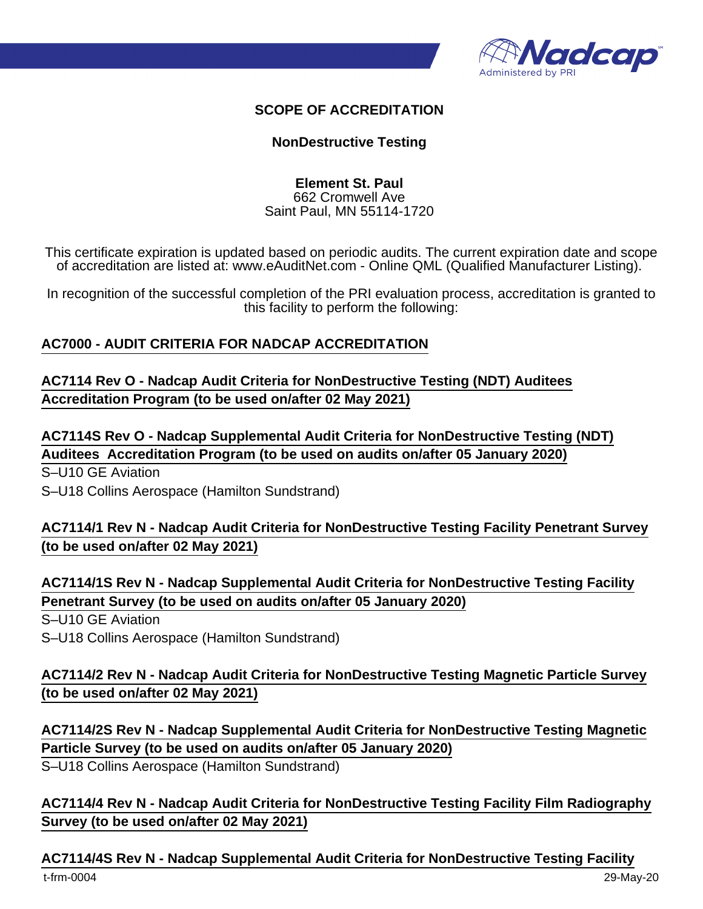## SCOPE OF ACCREDITATION

### NonDestructive Testing

**Element St. Paul**
662 Cromwell Ave
Saint Paul, MN 55114-1720

This certificate expiration is updated based on periodic audits. The current expiration date and scope of accreditation are listed at: www.eAuditNet.com - Online QML (Qualified Manufacturer Listing).

In recognition of the successful completion of the PRI evaluation process, accreditation is granted to this facility to perform the following:

**AC7000 - AUDIT CRITERIA FOR NADCAP ACCREDITATION**

**AC7114 Rev O - Nadcap Audit Criteria for NonDestructive Testing (NDT) Auditees Accreditation Program (to be used on/after 02 May 2021)**

**AC7114S Rev O - Nadcap Supplemental Audit Criteria for NonDestructive Testing (NDT) Auditees Accreditation Program (to be used on audits on/after 05 January 2020)**

S–U10 GE Aviation
S–U18 Collins Aerospace (Hamilton Sundstrand)

**AC7114/1 Rev N - Nadcap Audit Criteria for NonDestructive Testing Facility Penetrant Survey (to be used on/after 02 May 2021)**

**AC7114/1S Rev N - Nadcap Supplemental Audit Criteria for NonDestructive Testing Facility Penetrant Survey (to be used on audits on/after 05 January 2020)**

S–U10 GE Aviation
S–U18 Collins Aerospace (Hamilton Sundstrand)

**AC7114/2 Rev N - Nadcap Audit Criteria for NonDestructive Testing Magnetic Particle Survey (to be used on/after 02 May 2021)**

**AC7114/2S Rev N - Nadcap Supplemental Audit Criteria for NonDestructive Testing Magnetic Particle Survey (to be used on audits on/after 05 January 2020)**

S–U18 Collins Aerospace (Hamilton Sundstrand)

**AC7114/4 Rev N - Nadcap Audit Criteria for NonDestructive Testing Facility Film Radiography Survey (to be used on/after 02 May 2021)**

**AC7114/4S Rev N - Nadcap Supplemental Audit Criteria for NonDestructive Testing Facility**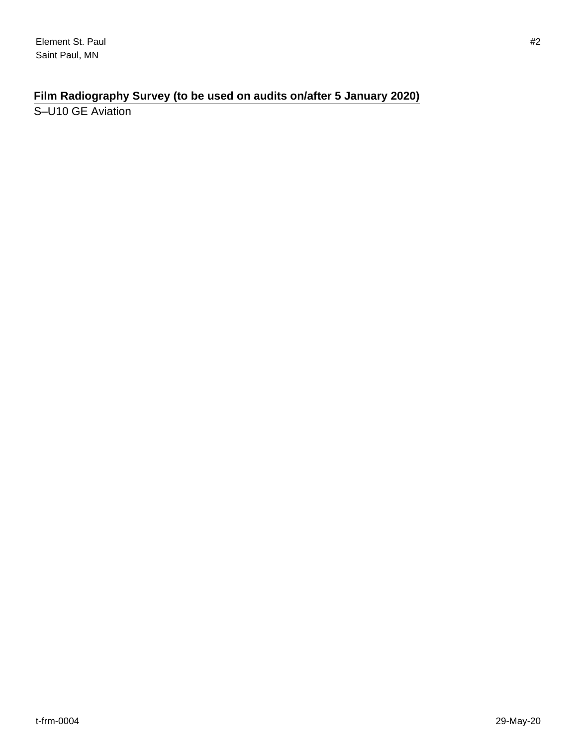**Film Radiography Survey (to be used on audits on/after 5 January 2020)**

S–U10 GE Aviation